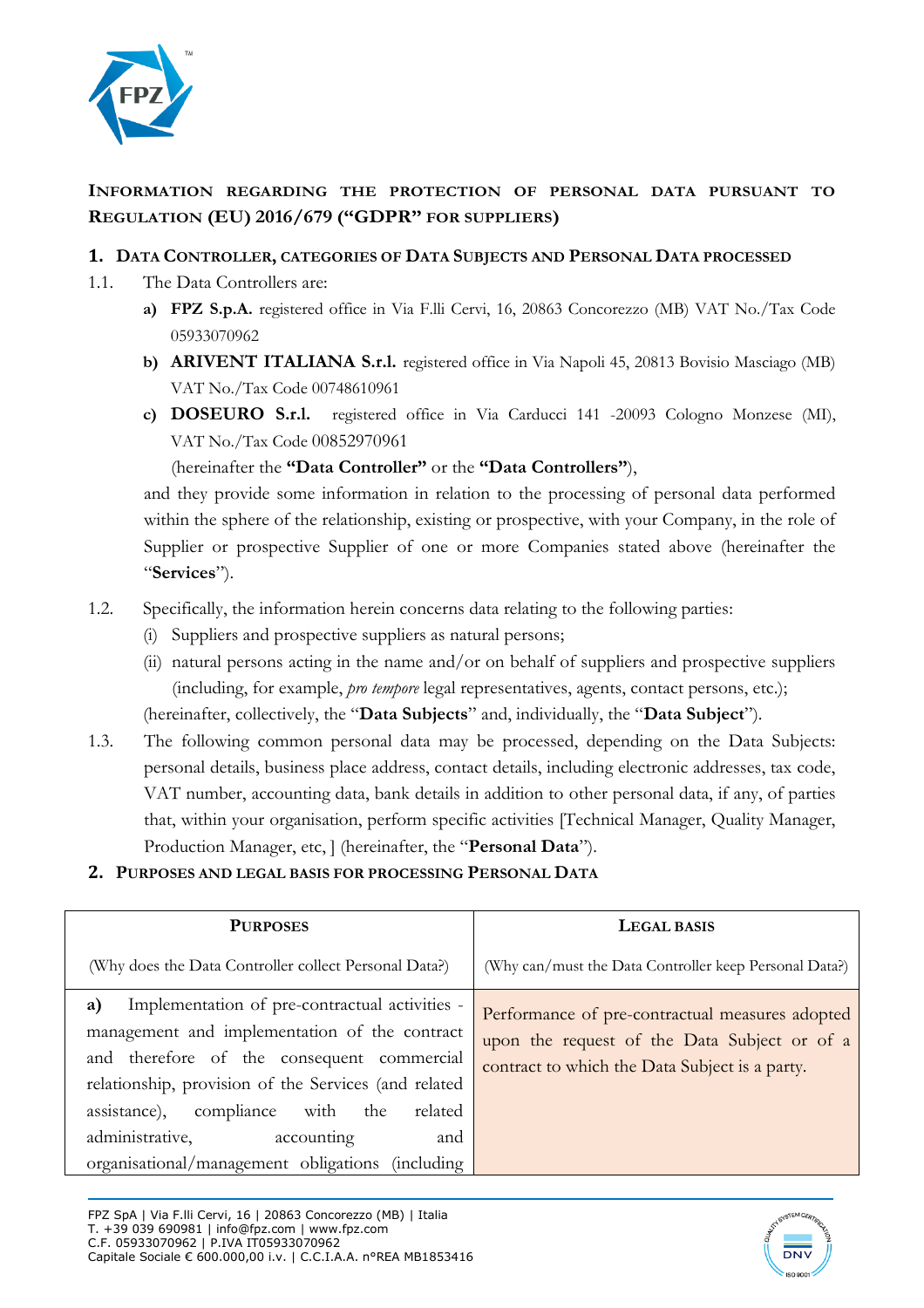## INFORMATION REGARDING THE PROTECTION OF PERSONAL DATA PURSUANT TO REGULATION (EU) 2016/679 ("GDPR" FOR SUPPLIERS)

### 1. DATA CONTROLLER, CATEGORIES OF DATA SUBJECTS AND PERSONAL DATA PROCESSED

1.1. The Data Controllers are:

**a) FPZ S.p.A.** registered office in Via F.lli Cervi, 16, 20863 Concorezzo (MB) VAT No./Tax Code 05933070962

**b) ARIVENT ITALIANA S.r.l.** registered office in Via Napoli 45, 20813 Bovisio Masciago (MB) VAT No./Tax Code 00748610961

**c) DOSEURO S.r.l.** registered office in Via Carducci 141 -20093 Cologno Monzese (MI), VAT No./Tax Code 00852970961

(hereinafter the **"Data Controller"** or the **"Data Controllers"**),

and they provide some information in relation to the processing of personal data performed within the sphere of the relationship, existing or prospective, with your Company, in the role of Supplier or prospective Supplier of one or more Companies stated above (hereinafter the "**Services**").

1.2. Specifically, the information herein concerns data relating to the following parties:

(i) Suppliers and prospective suppliers as natural persons;

(ii) natural persons acting in the name and/or on behalf of suppliers and prospective suppliers (including, for example, *pro tempore* legal representatives, agents, contact persons, etc.);

(hereinafter, collectively, the "**Data Subjects**" and, individually, the "**Data Subject**").

1.3. The following common personal data may be processed, depending on the Data Subjects: personal details, business place address, contact details, including electronic addresses, tax code, VAT number, accounting data, bank details in addition to other personal data, if any, of parties that, within your organisation, perform specific activities [Technical Manager, Quality Manager, Production Manager, etc, ] (hereinafter, the "**Personal Data**").

### 2. PURPOSES AND LEGAL BASIS FOR PROCESSING PERSONAL DATA

| PURPOSES<br>(Why does the Data Controller collect Personal Data?) | LEGAL BASIS<br>(Why can/must the Data Controller keep Personal Data?) |
|---|---|
| **a)** Implementation of pre-contractual activities - management and implementation of the contract and therefore of the consequent commercial relationship, provision of the Services (and related assistance), compliance with the related administrative, accounting and organisational/management obligations (including | Performance of pre-contractual measures adopted upon the request of the Data Subject or of a contract to which the Data Subject is a party. |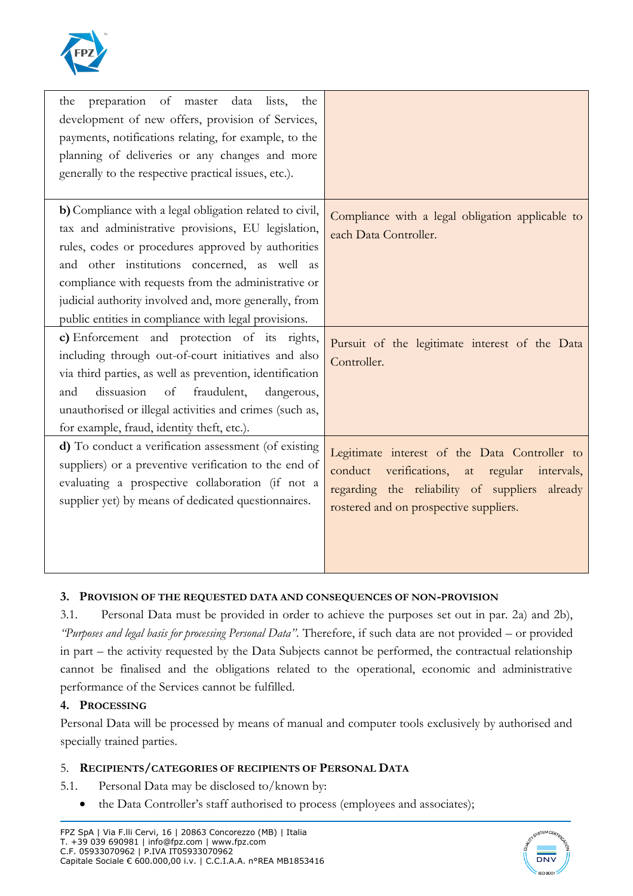| | |
|---|---|
| the preparation of master data lists, the development of new offers, provision of Services, payments, notifications relating, for example, to the planning of deliveries or any changes and more generally to the respective practical issues, etc.). | |
| **b)** Compliance with a legal obligation related to civil, tax and administrative provisions, EU legislation, rules, codes or procedures approved by authorities and other institutions concerned, as well as compliance with requests from the administrative or judicial authority involved and, more generally, from public entities in compliance with legal provisions. | Compliance with a legal obligation applicable to each Data Controller. |
| **c)** Enforcement and protection of its rights, including through out-of-court initiatives and also via third parties, as well as prevention, identification and dissuasion of fraudulent, dangerous, unauthorised or illegal activities and crimes (such as, for example, fraud, identity theft, etc.). | Pursuit of the legitimate interest of the Data Controller. |
| **d)** To conduct a verification assessment (of existing suppliers) or a preventive verification to the end of evaluating a prospective collaboration (if not a supplier yet) by means of dedicated questionnaires. | Legitimate interest of the Data Controller to conduct verifications, at regular intervals, regarding the reliability of suppliers already rostered and on prospective suppliers. |

### 3. Provision of the requested data and consequences of non-provision

3.1. Personal Data must be provided in order to achieve the purposes set out in par. 2a) and 2b), *"Purposes and legal basis for processing Personal Data"*. Therefore, if such data are not provided – or provided in part – the activity requested by the Data Subjects cannot be performed, the contractual relationship cannot be finalised and the obligations related to the operational, economic and administrative performance of the Services cannot be fulfilled.

### 4. Processing

Personal Data will be processed by means of manual and computer tools exclusively by authorised and specially trained parties.

### 5. Recipients/categories of recipients of Personal Data

5.1. Personal Data may be disclosed to/known by:

- the Data Controller's staff authorised to process (employees and associates);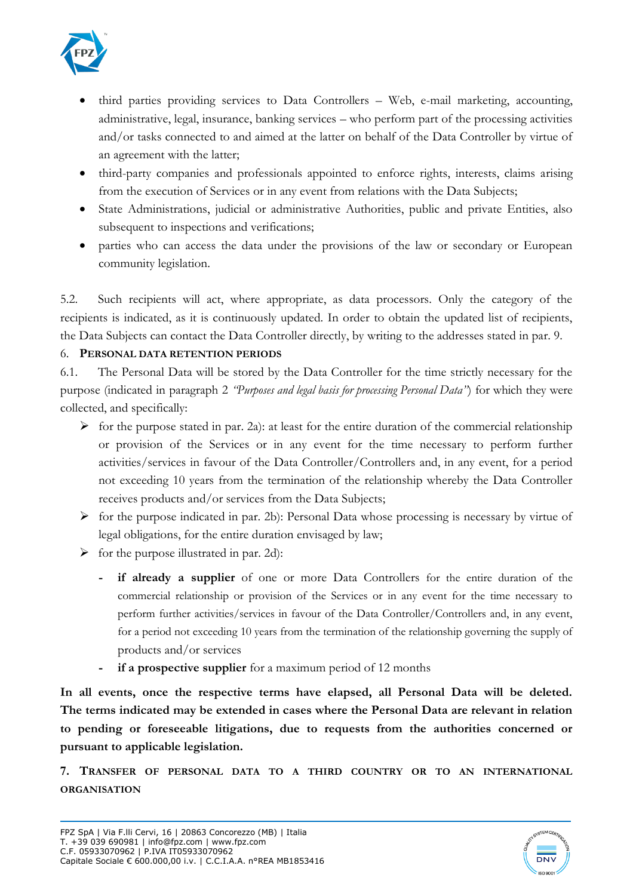- third parties providing services to Data Controllers – Web, e-mail marketing, accounting, administrative, legal, insurance, banking services – who perform part of the processing activities and/or tasks connected to and aimed at the latter on behalf of the Data Controller by virtue of an agreement with the latter;
- third-party companies and professionals appointed to enforce rights, interests, claims arising from the execution of Services or in any event from relations with the Data Subjects;
- State Administrations, judicial or administrative Authorities, public and private Entities, also subsequent to inspections and verifications;
- parties who can access the data under the provisions of the law or secondary or European community legislation.

5.2. Such recipients will act, where appropriate, as data processors. Only the category of the recipients is indicated, as it is continuously updated. In order to obtain the updated list of recipients, the Data Subjects can contact the Data Controller directly, by writing to the addresses stated in par. 9.

## 6. PERSONAL DATA RETENTION PERIODS

6.1. The Personal Data will be stored by the Data Controller for the time strictly necessary for the purpose (indicated in paragraph 2 *"Purposes and legal basis for processing Personal Data"*) for which they were collected, and specifically:

- for the purpose stated in par. 2a): at least for the entire duration of the commercial relationship or provision of the Services or in any event for the time necessary to perform further activities/services in favour of the Data Controller/Controllers and, in any event, for a period not exceeding 10 years from the termination of the relationship whereby the Data Controller receives products and/or services from the Data Subjects;
- for the purpose indicated in par. 2b): Personal Data whose processing is necessary by virtue of legal obligations, for the entire duration envisaged by law;
- for the purpose illustrated in par. 2d):
    - **if already a supplier** of one or more Data Controllers for the entire duration of the commercial relationship or provision of the Services or in any event for the time necessary to perform further activities/services in favour of the Data Controller/Controllers and, in any event, for a period not exceeding 10 years from the termination of the relationship governing the supply of products and/or services
    - **if a prospective supplier** for a maximum period of 12 months

**In all events, once the respective terms have elapsed, all Personal Data will be deleted. The terms indicated may be extended in cases where the Personal Data are relevant in relation to pending or foreseeable litigations, due to requests from the authorities concerned or pursuant to applicable legislation.**

## 7. TRANSFER OF PERSONAL DATA TO A THIRD COUNTRY OR TO AN INTERNATIONAL ORGANISATION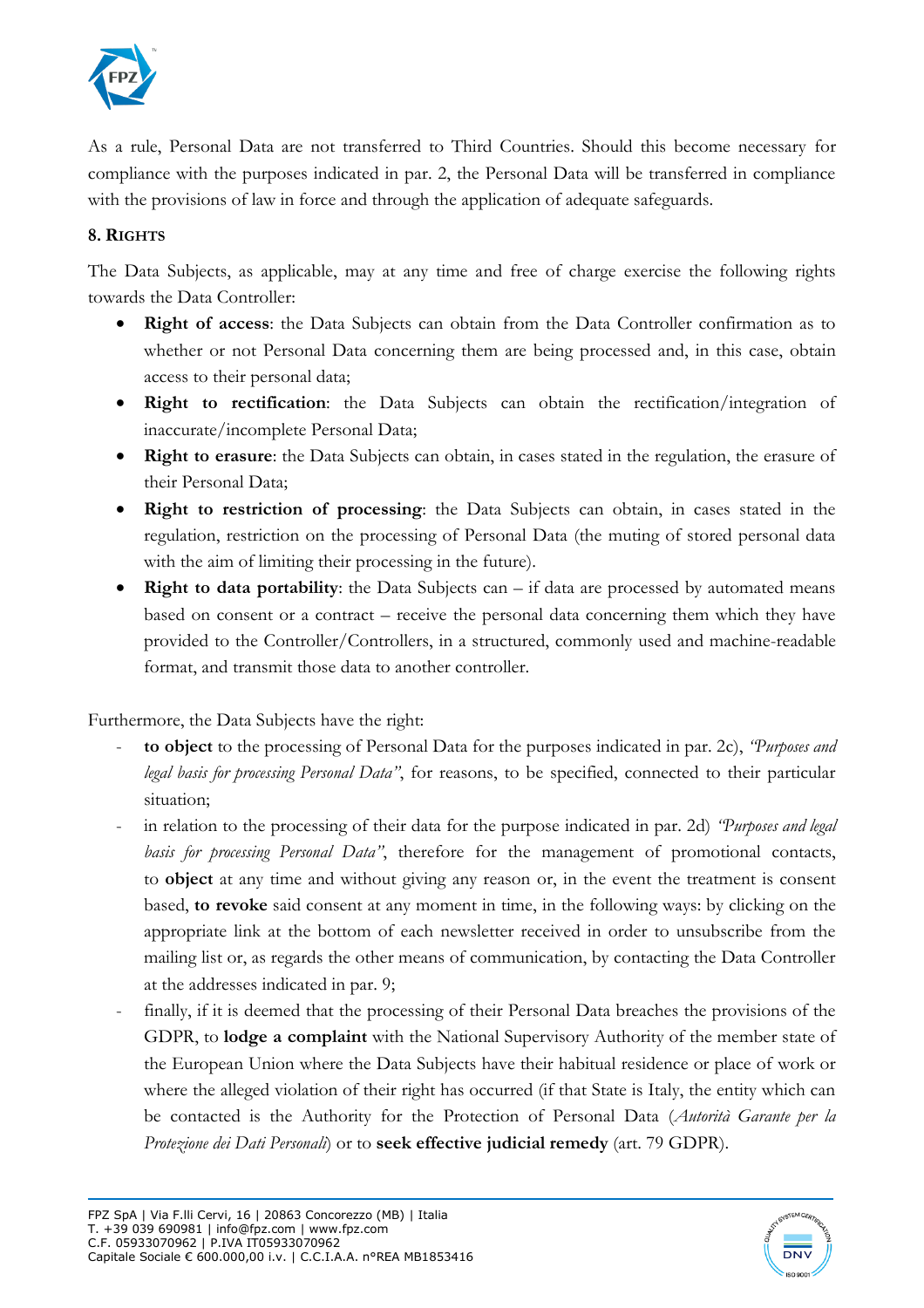As a rule, Personal Data are not transferred to Third Countries. Should this become necessary for compliance with the purposes indicated in par. 2, the Personal Data will be transferred in compliance with the provisions of law in force and through the application of adequate safeguards.

## 8. Rights

The Data Subjects, as applicable, may at any time and free of charge exercise the following rights towards the Data Controller:

- **Right of access**: the Data Subjects can obtain from the Data Controller confirmation as to whether or not Personal Data concerning them are being processed and, in this case, obtain access to their personal data;
- **Right to rectification**: the Data Subjects can obtain the rectification/integration of inaccurate/incomplete Personal Data;
- **Right to erasure**: the Data Subjects can obtain, in cases stated in the regulation, the erasure of their Personal Data;
- **Right to restriction of processing**: the Data Subjects can obtain, in cases stated in the regulation, restriction on the processing of Personal Data (the muting of stored personal data with the aim of limiting their processing in the future).
- **Right to data portability**: the Data Subjects can – if data are processed by automated means based on consent or a contract – receive the personal data concerning them which they have provided to the Controller/Controllers, in a structured, commonly used and machine-readable format, and transmit those data to another controller.

Furthermore, the Data Subjects have the right:

- **to object** to the processing of Personal Data for the purposes indicated in par. 2c), *"Purposes and legal basis for processing Personal Data"*, for reasons, to be specified, connected to their particular situation;
- in relation to the processing of their data for the purpose indicated in par. 2d) *"Purposes and legal basis for processing Personal Data"*, therefore for the management of promotional contacts, to **object** at any time and without giving any reason or, in the event the treatment is consent based, **to revoke** said consent at any moment in time, in the following ways: by clicking on the appropriate link at the bottom of each newsletter received in order to unsubscribe from the mailing list or, as regards the other means of communication, by contacting the Data Controller at the addresses indicated in par. 9;
- finally, if it is deemed that the processing of their Personal Data breaches the provisions of the GDPR, to **lodge a complaint** with the National Supervisory Authority of the member state of the European Union where the Data Subjects have their habitual residence or place of work or where the alleged violation of their right has occurred (if that State is Italy, the entity which can be contacted is the Authority for the Protection of Personal Data (*Autorità Garante per la Protezione dei Dati Personali*) or to **seek effective judicial remedy** (art. 79 GDPR).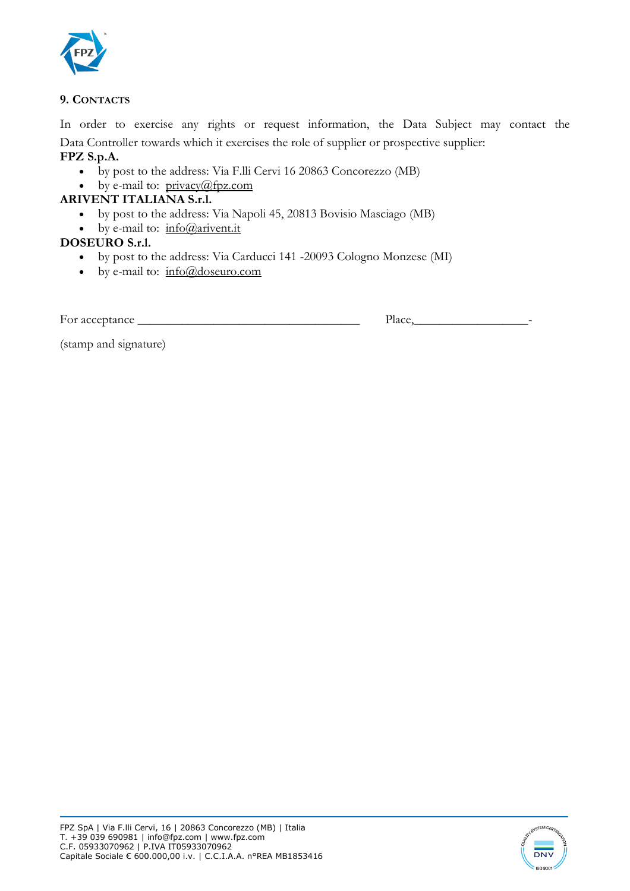## 9. Contacts

In order to exercise any rights or request information, the Data Subject may contact the Data Controller towards which it exercises the role of supplier or prospective supplier:

**FPZ S.p.A.**

- by post to the address: Via F.lli Cervi 16 20863 Concorezzo (MB)
- by e-mail to: privacy@fpz.com

**ARIVENT ITALIANA S.r.l.**

- by post to the address: Via Napoli 45, 20813 Bovisio Masciago (MB)
- by e-mail to: info@arivent.it

**DOSEURO S.r.l.**

- by post to the address: Via Carducci 141 -20093 Cologno Monzese (MI)
- by e-mail to: info@doseuro.com

For acceptance ____________________________________ Place,__________________-

(stamp and signature)